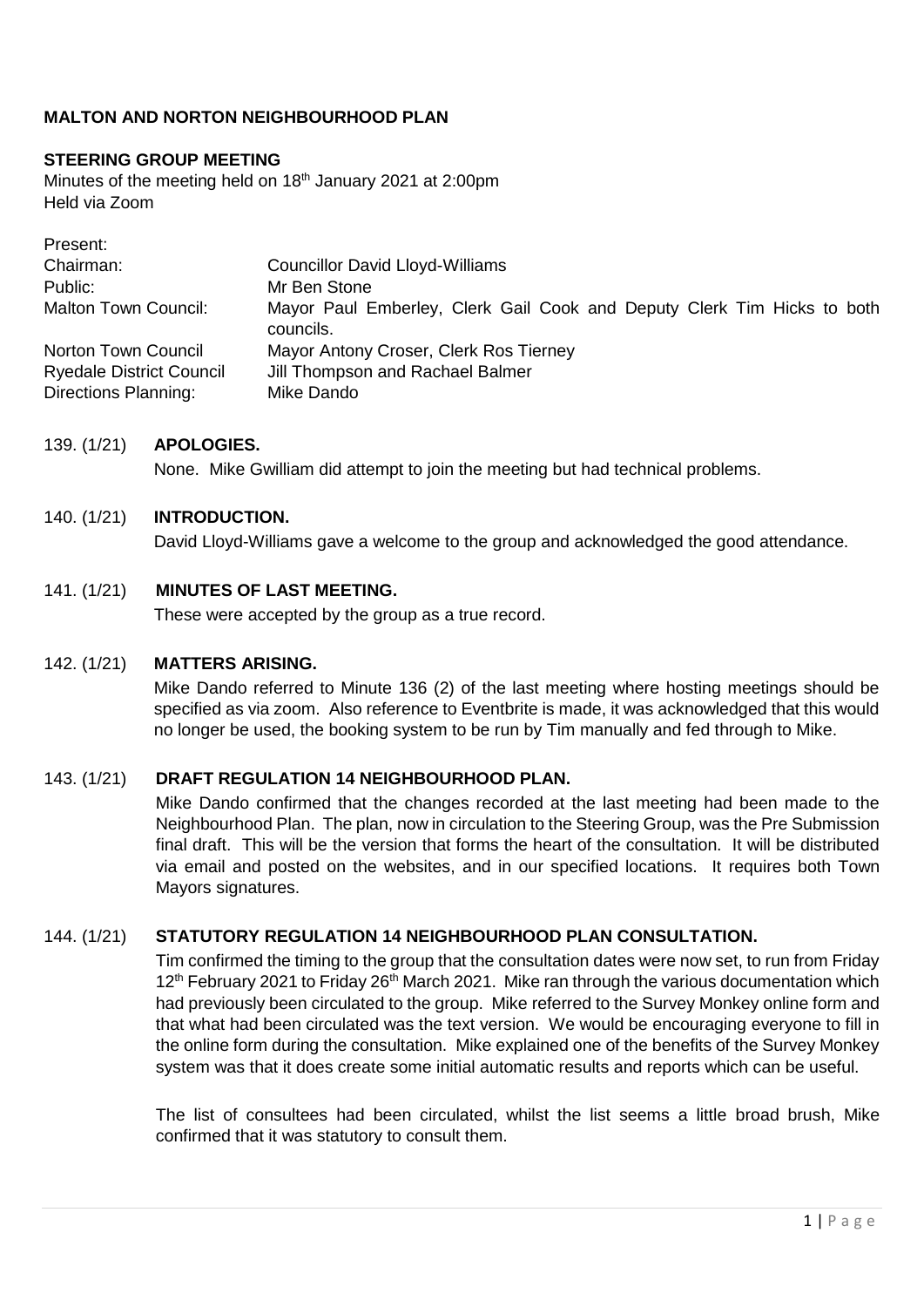**MALTON AND NORTON NEIGHBOURHOOD PLAN**

**STEERING GROUP MEETING**

Minutes of the meeting held on 18th January 2021 at 2:00pm
Held via Zoom

Present:

| | |
|---|---|
| Chairman: | Councillor David Lloyd-Williams |
| Public: | Mr Ben Stone |
| Malton Town Council: | Mayor Paul Emberley, Clerk Gail Cook and Deputy Clerk Tim Hicks to both councils. |
| Norton Town Council | Mayor Antony Croser, Clerk Ros Tierney |
| Ryedale District Council | Jill Thompson and Rachael Balmer |
| Directions Planning: | Mike Dando |

139. (1/21) **APOLOGIES.**

None. Mike Gwilliam did attempt to join the meeting but had technical problems.

140. (1/21) **INTRODUCTION.**

David Lloyd-Williams gave a welcome to the group and acknowledged the good attendance.

141. (1/21) **MINUTES OF LAST MEETING.**

These were accepted by the group as a true record.

142. (1/21) **MATTERS ARISING.**

Mike Dando referred to Minute 136 (2) of the last meeting where hosting meetings should be specified as via zoom. Also reference to Eventbrite is made, it was acknowledged that this would no longer be used, the booking system to be run by Tim manually and fed through to Mike.

143. (1/21) **DRAFT REGULATION 14 NEIGHBOURHOOD PLAN.**

Mike Dando confirmed that the changes recorded at the last meeting had been made to the Neighbourhood Plan. The plan, now in circulation to the Steering Group, was the Pre Submission final draft. This will be the version that forms the heart of the consultation. It will be distributed via email and posted on the websites, and in our specified locations. It requires both Town Mayors signatures.

144. (1/21) **STATUTORY REGULATION 14 NEIGHBOURHOOD PLAN CONSULTATION.**

Tim confirmed the timing to the group that the consultation dates were now set, to run from Friday 12th February 2021 to Friday 26th March 2021. Mike ran through the various documentation which had previously been circulated to the group. Mike referred to the Survey Monkey online form and that what had been circulated was the text version. We would be encouraging everyone to fill in the online form during the consultation. Mike explained one of the benefits of the Survey Monkey system was that it does create some initial automatic results and reports which can be useful.

The list of consultees had been circulated, whilst the list seems a little broad brush, Mike confirmed that it was statutory to consult them.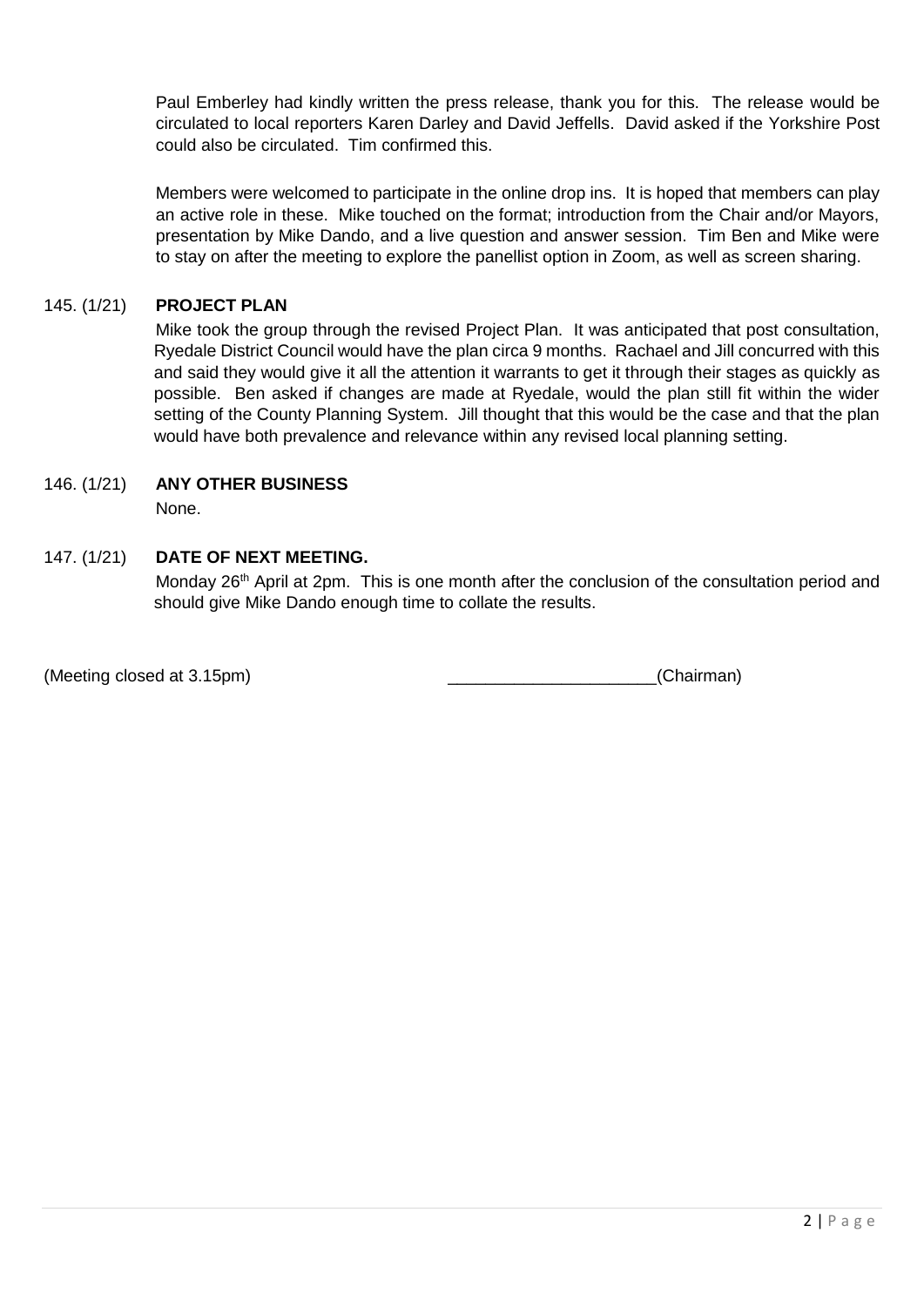Paul Emberley had kindly written the press release, thank you for this. The release would be circulated to local reporters Karen Darley and David Jeffells. David asked if the Yorkshire Post could also be circulated. Tim confirmed this.

Members were welcomed to participate in the online drop ins. It is hoped that members can play an active role in these. Mike touched on the format; introduction from the Chair and/or Mayors, presentation by Mike Dando, and a live question and answer session. Tim Ben and Mike were to stay on after the meeting to explore the panellist option in Zoom, as well as screen sharing.

145. (1/21) **PROJECT PLAN**

Mike took the group through the revised Project Plan. It was anticipated that post consultation, Ryedale District Council would have the plan circa 9 months. Rachael and Jill concurred with this and said they would give it all the attention it warrants to get it through their stages as quickly as possible. Ben asked if changes are made at Ryedale, would the plan still fit within the wider setting of the County Planning System. Jill thought that this would be the case and that the plan would have both prevalence and relevance within any revised local planning setting.

146. (1/21) **ANY OTHER BUSINESS**

None.

147. (1/21) **DATE OF NEXT MEETING.**

Monday 26th April at 2pm. This is one month after the conclusion of the consultation period and should give Mike Dando enough time to collate the results.

(Meeting closed at 3.15pm) ______________________(Chairman)